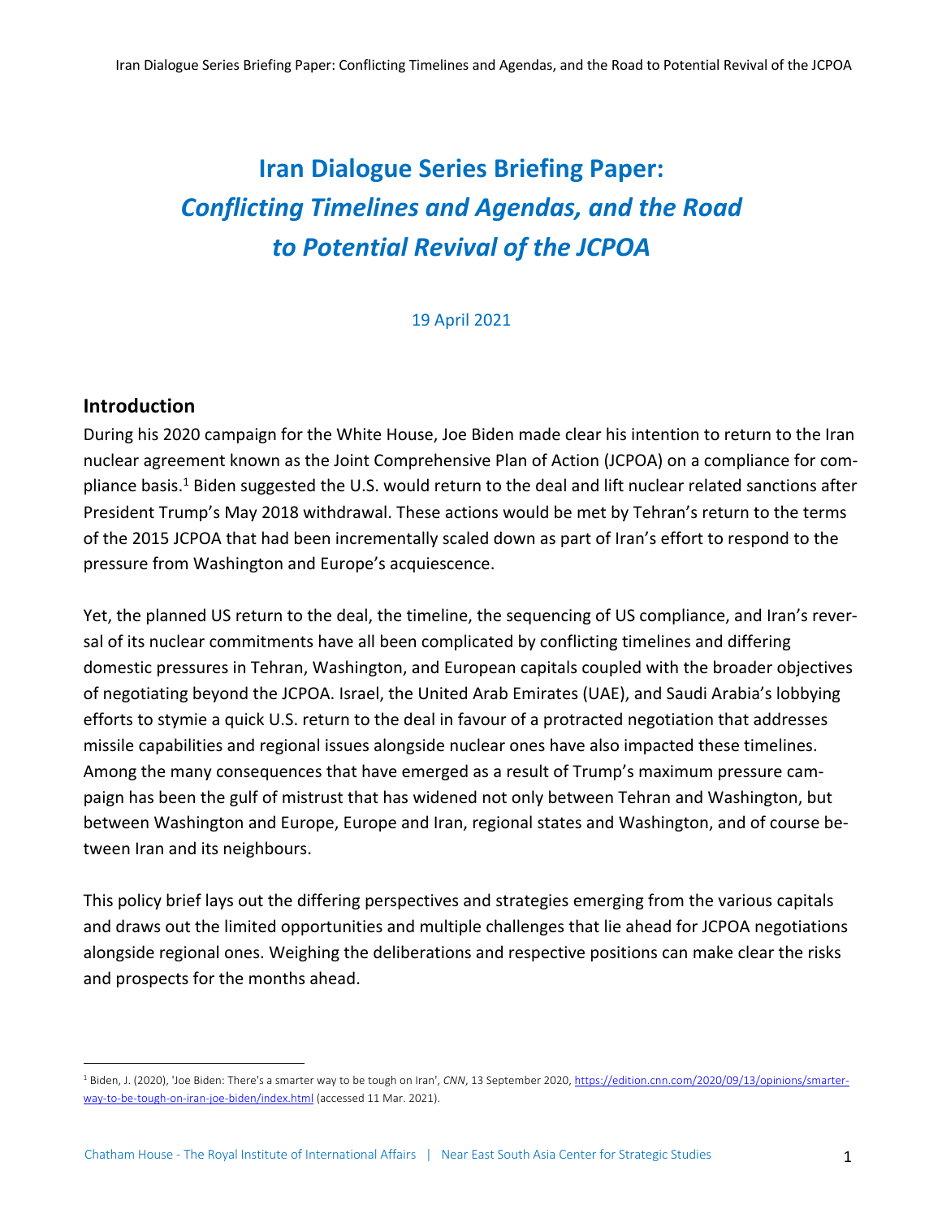# Iran Dialogue Series Briefing Paper: *Conflicting Timelines and Agendas, and the Road to Potential Revival of the JCPOA*

19 April 2021

## Introduction

During his 2020 campaign for the White House, Joe Biden made clear his intention to return to the Iran nuclear agreement known as the Joint Comprehensive Plan of Action (JCPOA) on a compliance for compliance basis.[1] Biden suggested the U.S. would return to the deal and lift nuclear related sanctions after President Trump's May 2018 withdrawal. These actions would be met by Tehran's return to the terms of the 2015 JCPOA that had been incrementally scaled down as part of Iran's effort to respond to the pressure from Washington and Europe's acquiescence.

Yet, the planned US return to the deal, the timeline, the sequencing of US compliance, and Iran's reversal of its nuclear commitments have all been complicated by conflicting timelines and differing domestic pressures in Tehran, Washington, and European capitals coupled with the broader objectives of negotiating beyond the JCPOA. Israel, the United Arab Emirates (UAE), and Saudi Arabia's lobbying efforts to stymie a quick U.S. return to the deal in favour of a protracted negotiation that addresses missile capabilities and regional issues alongside nuclear ones have also impacted these timelines. Among the many consequences that have emerged as a result of Trump's maximum pressure campaign has been the gulf of mistrust that has widened not only between Tehran and Washington, but between Washington and Europe, Europe and Iran, regional states and Washington, and of course between Iran and its neighbours.

This policy brief lays out the differing perspectives and strategies emerging from the various capitals and draws out the limited opportunities and multiple challenges that lie ahead for JCPOA negotiations alongside regional ones. Weighing the deliberations and respective positions can make clear the risks and prospects for the months ahead.

---

[1] Biden, J. (2020), 'Joe Biden: There's a smarter way to be tough on Iran', *CNN*, 13 September 2020, https://edition.cnn.com/2020/09/13/opinions/smarter-way-to-be-tough-on-iran-joe-biden/index.html (accessed 11 Mar. 2021).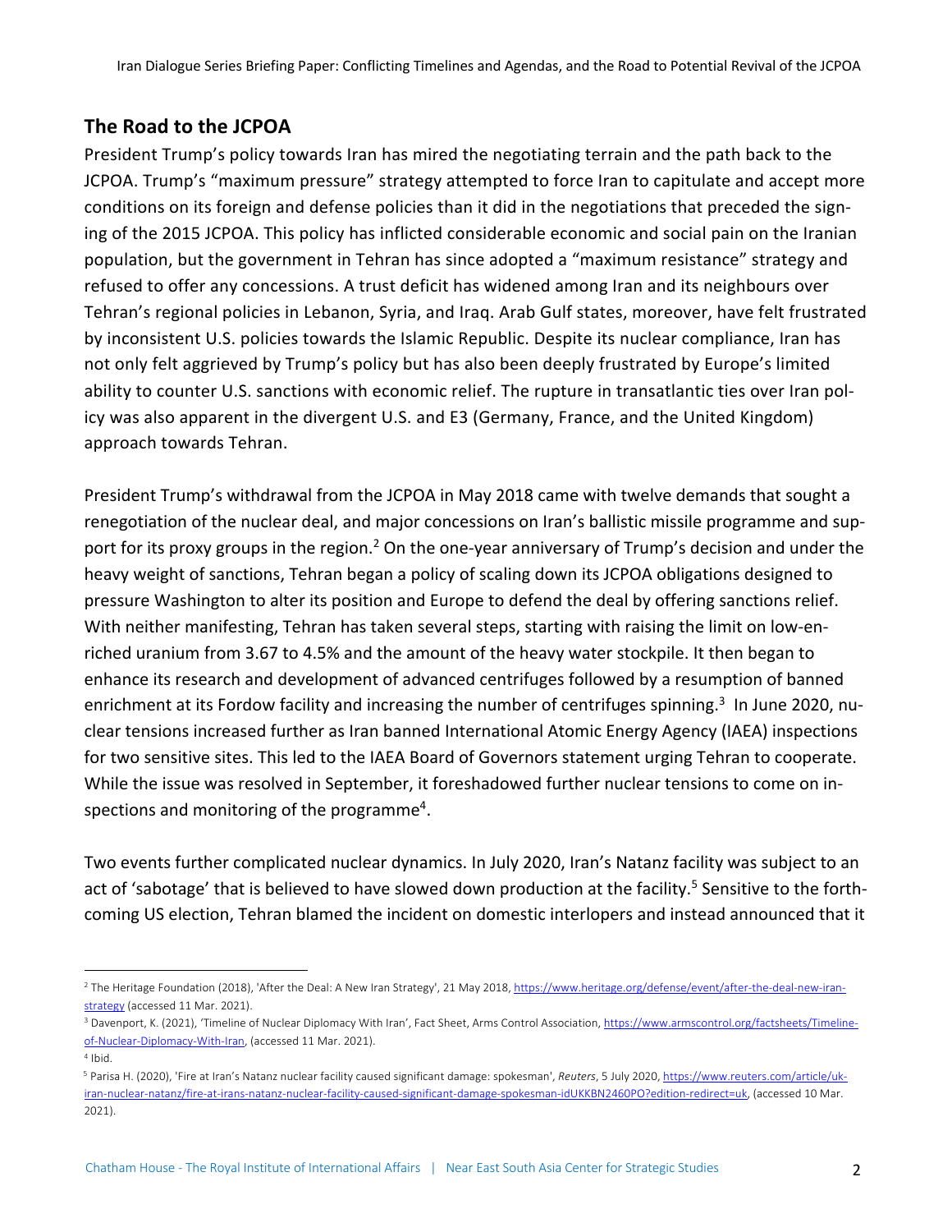## The Road to the JCPOA

President Trump's policy towards Iran has mired the negotiating terrain and the path back to the JCPOA. Trump's "maximum pressure" strategy attempted to force Iran to capitulate and accept more conditions on its foreign and defense policies than it did in the negotiations that preceded the signing of the 2015 JCPOA. This policy has inflicted considerable economic and social pain on the Iranian population, but the government in Tehran has since adopted a "maximum resistance" strategy and refused to offer any concessions. A trust deficit has widened among Iran and its neighbours over Tehran's regional policies in Lebanon, Syria, and Iraq. Arab Gulf states, moreover, have felt frustrated by inconsistent U.S. policies towards the Islamic Republic. Despite its nuclear compliance, Iran has not only felt aggrieved by Trump's policy but has also been deeply frustrated by Europe's limited ability to counter U.S. sanctions with economic relief. The rupture in transatlantic ties over Iran policy was also apparent in the divergent U.S. and E3 (Germany, France, and the United Kingdom) approach towards Tehran.

President Trump's withdrawal from the JCPOA in May 2018 came with twelve demands that sought a renegotiation of the nuclear deal, and major concessions on Iran's ballistic missile programme and support for its proxy groups in the region.[2] On the one-year anniversary of Trump's decision and under the heavy weight of sanctions, Tehran began a policy of scaling down its JCPOA obligations designed to pressure Washington to alter its position and Europe to defend the deal by offering sanctions relief. With neither manifesting, Tehran has taken several steps, starting with raising the limit on low-enriched uranium from 3.67 to 4.5% and the amount of the heavy water stockpile. It then began to enhance its research and development of advanced centrifuges followed by a resumption of banned enrichment at its Fordow facility and increasing the number of centrifuges spinning.[3] In June 2020, nuclear tensions increased further as Iran banned International Atomic Energy Agency (IAEA) inspections for two sensitive sites. This led to the IAEA Board of Governors statement urging Tehran to cooperate. While the issue was resolved in September, it foreshadowed further nuclear tensions to come on inspections and monitoring of the programme[4].

Two events further complicated nuclear dynamics. In July 2020, Iran's Natanz facility was subject to an act of 'sabotage' that is believed to have slowed down production at the facility.[5] Sensitive to the forthcoming US election, Tehran blamed the incident on domestic interlopers and instead announced that it

---

[2] The Heritage Foundation (2018), 'After the Deal: A New Iran Strategy', 21 May 2018, https://www.heritage.org/defense/event/after-the-deal-new-iran-strategy (accessed 11 Mar. 2021).

[3] Davenport, K. (2021), 'Timeline of Nuclear Diplomacy With Iran', Fact Sheet, Arms Control Association, https://www.armscontrol.org/factsheets/Timeline-of-Nuclear-Diplomacy-With-Iran, (accessed 11 Mar. 2021).

[4] Ibid.

[5] Parisa H. (2020), 'Fire at Iran's Natanz nuclear facility caused significant damage: spokesman', *Reuters*, 5 July 2020, https://www.reuters.com/article/uk-iran-nuclear-natanz/fire-at-irans-natanz-nuclear-facility-caused-significant-damage-spokesman-idUKKBN2460PO?edition-redirect=uk, (accessed 10 Mar. 2021).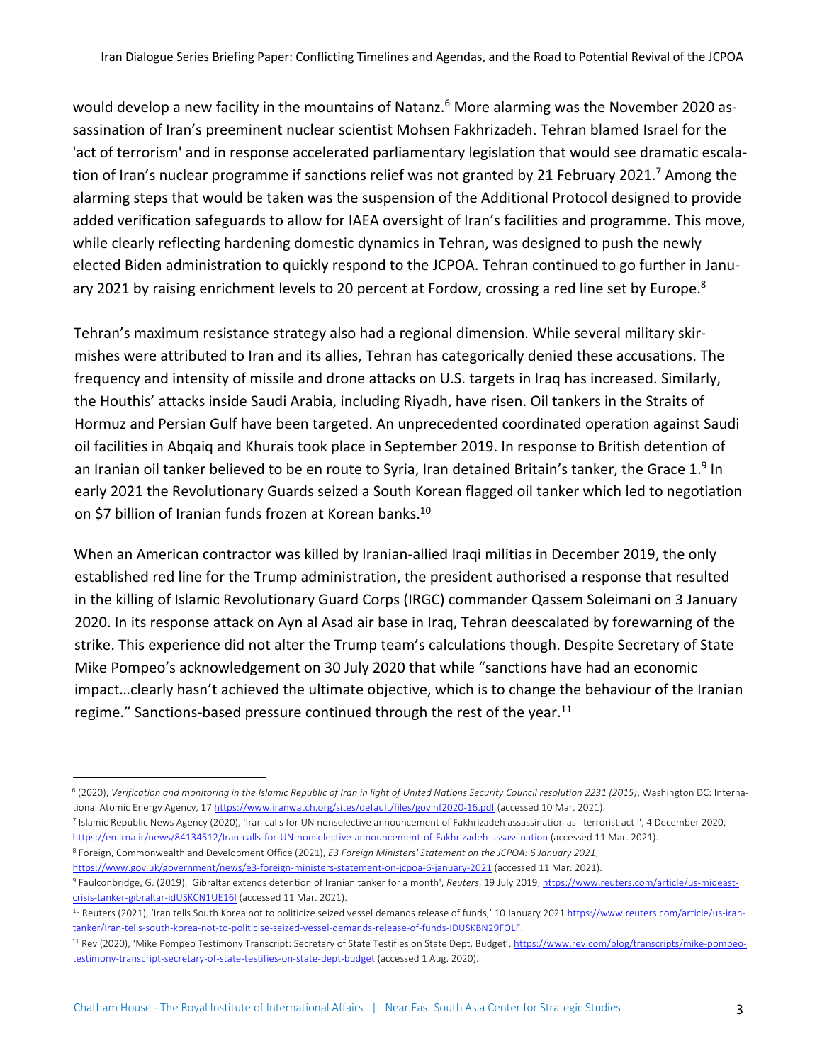would develop a new facility in the mountains of Natanz.[6] More alarming was the November 2020 assassination of Iran's preeminent nuclear scientist Mohsen Fakhrizadeh. Tehran blamed Israel for the 'act of terrorism' and in response accelerated parliamentary legislation that would see dramatic escalation of Iran's nuclear programme if sanctions relief was not granted by 21 February 2021.[7] Among the alarming steps that would be taken was the suspension of the Additional Protocol designed to provide added verification safeguards to allow for IAEA oversight of Iran's facilities and programme. This move, while clearly reflecting hardening domestic dynamics in Tehran, was designed to push the newly elected Biden administration to quickly respond to the JCPOA. Tehran continued to go further in January 2021 by raising enrichment levels to 20 percent at Fordow, crossing a red line set by Europe.[8]

Tehran's maximum resistance strategy also had a regional dimension. While several military skirmishes were attributed to Iran and its allies, Tehran has categorically denied these accusations. The frequency and intensity of missile and drone attacks on U.S. targets in Iraq has increased. Similarly, the Houthis' attacks inside Saudi Arabia, including Riyadh, have risen. Oil tankers in the Straits of Hormuz and Persian Gulf have been targeted. An unprecedented coordinated operation against Saudi oil facilities in Abqaiq and Khurais took place in September 2019. In response to British detention of an Iranian oil tanker believed to be en route to Syria, Iran detained Britain's tanker, the Grace 1.[9] In early 2021 the Revolutionary Guards seized a South Korean flagged oil tanker which led to negotiation on $7 billion of Iranian funds frozen at Korean banks.[10]

When an American contractor was killed by Iranian-allied Iraqi militias in December 2019, the only established red line for the Trump administration, the president authorised a response that resulted in the killing of Islamic Revolutionary Guard Corps (IRGC) commander Qassem Soleimani on 3 January 2020. In its response attack on Ayn al Asad air base in Iraq, Tehran deescalated by forewarning of the strike. This experience did not alter the Trump team's calculations though. Despite Secretary of State Mike Pompeo's acknowledgement on 30 July 2020 that while "sanctions have had an economic impact…clearly hasn't achieved the ultimate objective, which is to change the behaviour of the Iranian regime." Sanctions-based pressure continued through the rest of the year.[11]

---

[6] (2020), *Verification and monitoring in the Islamic Republic of Iran in light of United Nations Security Council resolution 2231 (2015)*, Washington DC: International Atomic Energy Agency, 17 https://www.iranwatch.org/sites/default/files/govinf2020-16.pdf (accessed 10 Mar. 2021).

[7] Islamic Republic News Agency (2020), 'Iran calls for UN nonselective announcement of Fakhrizadeh assassination as 'terrorist act'', 4 December 2020, https://en.irna.ir/news/84134512/Iran-calls-for-UN-nonselective-announcement-of-Fakhrizadeh-assassination (accessed 11 Mar. 2021).

[8] Foreign, Commonwealth and Development Office (2021), *E3 Foreign Ministers' Statement on the JCPOA: 6 January 2021*, https://www.gov.uk/government/news/e3-foreign-ministers-statement-on-jcpoa-6-january-2021 (accessed 11 Mar. 2021).

[9] Faulconbridge, G. (2019), 'Gibraltar extends detention of Iranian tanker for a month', *Reuters*, 19 July 2019, https://www.reuters.com/article/us-mideast-crisis-tanker-gibraltar-idUSKCN1UE16I (accessed 11 Mar. 2021).

[10] Reuters (2021), 'Iran tells South Korea not to politicize seized vessel demands release of funds,' 10 January 2021 https://www.reuters.com/article/us-iran-tanker/Iran-tells-south-korea-not-to-politicise-seized-vessel-demands-release-of-funds-IDUSKBN29FOLF.

[11] Rev (2020), 'Mike Pompeo Testimony Transcript: Secretary of State Testifies on State Dept. Budget', https://www.rev.com/blog/transcripts/mike-pompeo-testimony-transcript-secretary-of-state-testifies-on-state-dept-budget (accessed 1 Aug. 2020).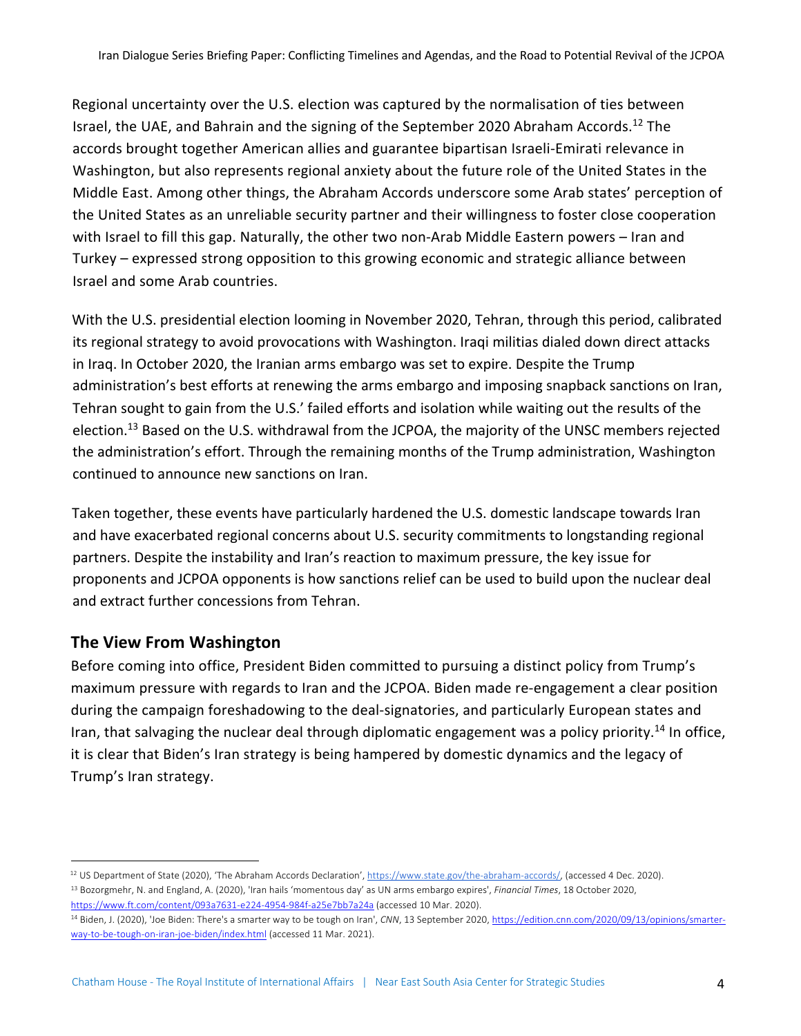Regional uncertainty over the U.S. election was captured by the normalisation of ties between Israel, the UAE, and Bahrain and the signing of the September 2020 Abraham Accords.[12] The accords brought together American allies and guarantee bipartisan Israeli-Emirati relevance in Washington, but also represents regional anxiety about the future role of the United States in the Middle East. Among other things, the Abraham Accords underscore some Arab states' perception of the United States as an unreliable security partner and their willingness to foster close cooperation with Israel to fill this gap. Naturally, the other two non-Arab Middle Eastern powers – Iran and Turkey – expressed strong opposition to this growing economic and strategic alliance between Israel and some Arab countries.

With the U.S. presidential election looming in November 2020, Tehran, through this period, calibrated its regional strategy to avoid provocations with Washington. Iraqi militias dialed down direct attacks in Iraq. In October 2020, the Iranian arms embargo was set to expire. Despite the Trump administration's best efforts at renewing the arms embargo and imposing snapback sanctions on Iran, Tehran sought to gain from the U.S.' failed efforts and isolation while waiting out the results of the election.[13] Based on the U.S. withdrawal from the JCPOA, the majority of the UNSC members rejected the administration's effort. Through the remaining months of the Trump administration, Washington continued to announce new sanctions on Iran.

Taken together, these events have particularly hardened the U.S. domestic landscape towards Iran and have exacerbated regional concerns about U.S. security commitments to longstanding regional partners. Despite the instability and Iran's reaction to maximum pressure, the key issue for proponents and JCPOA opponents is how sanctions relief can be used to build upon the nuclear deal and extract further concessions from Tehran.

## The View From Washington

Before coming into office, President Biden committed to pursuing a distinct policy from Trump's maximum pressure with regards to Iran and the JCPOA. Biden made re-engagement a clear position during the campaign foreshadowing to the deal-signatories, and particularly European states and Iran, that salvaging the nuclear deal through diplomatic engagement was a policy priority.[14] In office, it is clear that Biden's Iran strategy is being hampered by domestic dynamics and the legacy of Trump's Iran strategy.

---

[12] US Department of State (2020), 'The Abraham Accords Declaration', https://www.state.gov/the-abraham-accords/, (accessed 4 Dec. 2020).

[13] Bozorgmehr, N. and England, A. (2020), 'Iran hails 'momentous day' as UN arms embargo expires', *Financial Times*, 18 October 2020, https://www.ft.com/content/093a7631-e224-4954-984f-a25e7bb7a24a (accessed 10 Mar. 2020).

[14] Biden, J. (2020), 'Joe Biden: There's a smarter way to be tough on Iran', *CNN*, 13 September 2020, https://edition.cnn.com/2020/09/13/opinions/smarter-way-to-be-tough-on-iran-joe-biden/index.html (accessed 11 Mar. 2021).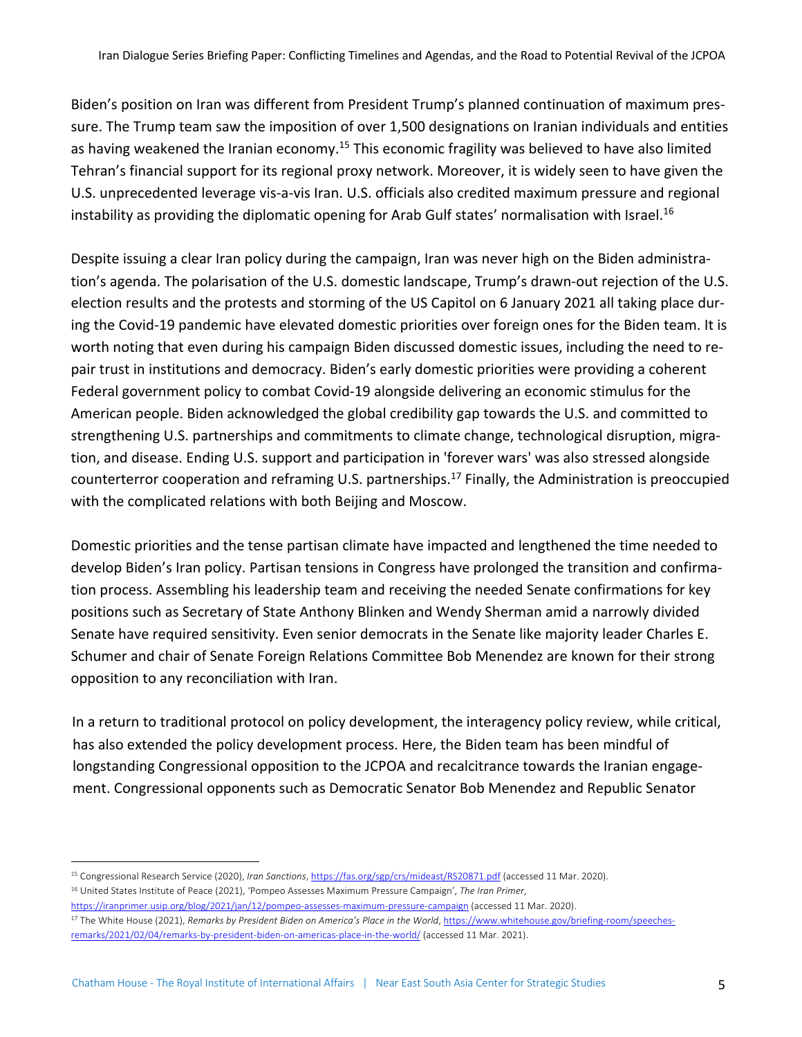Biden's position on Iran was different from President Trump's planned continuation of maximum pressure. The Trump team saw the imposition of over 1,500 designations on Iranian individuals and entities as having weakened the Iranian economy.[15] This economic fragility was believed to have also limited Tehran's financial support for its regional proxy network. Moreover, it is widely seen to have given the U.S. unprecedented leverage vis-a-vis Iran. U.S. officials also credited maximum pressure and regional instability as providing the diplomatic opening for Arab Gulf states' normalisation with Israel.[16]

Despite issuing a clear Iran policy during the campaign, Iran was never high on the Biden administration's agenda. The polarisation of the U.S. domestic landscape, Trump's drawn-out rejection of the U.S. election results and the protests and storming of the US Capitol on 6 January 2021 all taking place during the Covid-19 pandemic have elevated domestic priorities over foreign ones for the Biden team. It is worth noting that even during his campaign Biden discussed domestic issues, including the need to repair trust in institutions and democracy. Biden's early domestic priorities were providing a coherent Federal government policy to combat Covid-19 alongside delivering an economic stimulus for the American people. Biden acknowledged the global credibility gap towards the U.S. and committed to strengthening U.S. partnerships and commitments to climate change, technological disruption, migration, and disease. Ending U.S. support and participation in 'forever wars' was also stressed alongside counterterror cooperation and reframing U.S. partnerships.[17] Finally, the Administration is preoccupied with the complicated relations with both Beijing and Moscow.

Domestic priorities and the tense partisan climate have impacted and lengthened the time needed to develop Biden's Iran policy. Partisan tensions in Congress have prolonged the transition and confirmation process. Assembling his leadership team and receiving the needed Senate confirmations for key positions such as Secretary of State Anthony Blinken and Wendy Sherman amid a narrowly divided Senate have required sensitivity. Even senior democrats in the Senate like majority leader Charles E. Schumer and chair of Senate Foreign Relations Committee Bob Menendez are known for their strong opposition to any reconciliation with Iran.

In a return to traditional protocol on policy development, the interagency policy review, while critical, has also extended the policy development process. Here, the Biden team has been mindful of longstanding Congressional opposition to the JCPOA and recalcitrance towards the Iranian engagement. Congressional opponents such as Democratic Senator Bob Menendez and Republic Senator

---

[15] Congressional Research Service (2020), *Iran Sanctions*, https://fas.org/sgp/crs/mideast/RS20871.pdf (accessed 11 Mar. 2020).

[16] United States Institute of Peace (2021), 'Pompeo Assesses Maximum Pressure Campaign', *The Iran Primer*, https://iranprimer.usip.org/blog/2021/jan/12/pompeo-assesses-maximum-pressure-campaign (accessed 11 Mar. 2020).

[17] The White House (2021), *Remarks by President Biden on America's Place in the World*, https://www.whitehouse.gov/briefing-room/speeches-remarks/2021/02/04/remarks-by-president-biden-on-americas-place-in-the-world/ (accessed 11 Mar. 2021).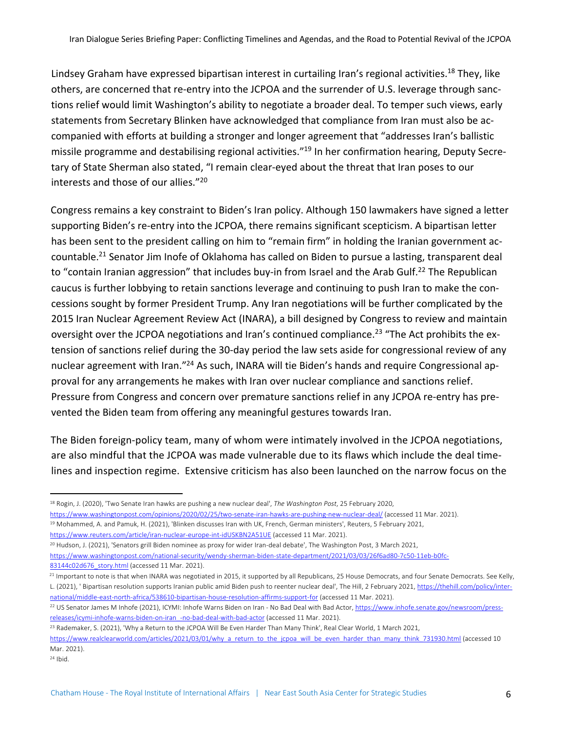Lindsey Graham have expressed bipartisan interest in curtailing Iran's regional activities.[18] They, like others, are concerned that re-entry into the JCPOA and the surrender of U.S. leverage through sanctions relief would limit Washington's ability to negotiate a broader deal. To temper such views, early statements from Secretary Blinken have acknowledged that compliance from Iran must also be accompanied with efforts at building a stronger and longer agreement that "addresses Iran's ballistic missile programme and destabilising regional activities."[19] In her confirmation hearing, Deputy Secretary of State Sherman also stated, "I remain clear-eyed about the threat that Iran poses to our interests and those of our allies."[20]

Congress remains a key constraint to Biden's Iran policy. Although 150 lawmakers have signed a letter supporting Biden's re-entry into the JCPOA, there remains significant scepticism. A bipartisan letter has been sent to the president calling on him to "remain firm" in holding the Iranian government accountable.[21] Senator Jim Inofe of Oklahoma has called on Biden to pursue a lasting, transparent deal to "contain Iranian aggression" that includes buy-in from Israel and the Arab Gulf.[22] The Republican caucus is further lobbying to retain sanctions leverage and continuing to push Iran to make the concessions sought by former President Trump. Any Iran negotiations will be further complicated by the 2015 Iran Nuclear Agreement Review Act (INARA), a bill designed by Congress to review and maintain oversight over the JCPOA negotiations and Iran's continued compliance.[23] "The Act prohibits the extension of sanctions relief during the 30-day period the law sets aside for congressional review of any nuclear agreement with Iran."[24] As such, INARA will tie Biden's hands and require Congressional approval for any arrangements he makes with Iran over nuclear compliance and sanctions relief. Pressure from Congress and concern over premature sanctions relief in any JCPOA re-entry has prevented the Biden team from offering any meaningful gestures towards Iran.

The Biden foreign-policy team, many of whom were intimately involved in the JCPOA negotiations, are also mindful that the JCPOA was made vulnerable due to its flaws which include the deal timelines and inspection regime. Extensive criticism has also been launched on the narrow focus on the

---

[18] Rogin, J. (2020), 'Two Senate Iran hawks are pushing a new nuclear deal', *The Washington Post*, 25 February 2020, https://www.washingtonpost.com/opinions/2020/02/25/two-senate-iran-hawks-are-pushing-new-nuclear-deal/ (accessed 11 Mar. 2021).

[19] Mohammed, A. and Pamuk, H. (2021), 'Blinken discusses Iran with UK, French, German ministers', Reuters, 5 February 2021, https://www.reuters.com/article/iran-nuclear-europe-int-idUSKBN2A51UE (accessed 11 Mar. 2021).

[20] Hudson, J. (2021), 'Senators grill Biden nominee as proxy for wider Iran-deal debate', The Washington Post, 3 March 2021, https://www.washingtonpost.com/national-security/wendy-sherman-biden-state-department/2021/03/03/26f6ad80-7c50-11eb-b0fc-83144c02d676_story.html (accessed 11 Mar. 2021).

[21] Important to note is that when INARA was negotiated in 2015, it supported by all Republicans, 25 House Democrats, and four Senate Democrats. See Kelly, L. (2021), ' Bipartisan resolution supports Iranian public amid Biden push to reenter nuclear deal', The Hill, 2 February 2021, https://thehill.com/policy/international/middle-east-north-africa/538610-bipartisan-house-resolution-affirms-support-for (accessed 11 Mar. 2021).

[22] US Senator James M Inhofe (2021), ICYMI: Inhofe Warns Biden on Iran - No Bad Deal with Bad Actor, https://www.inhofe.senate.gov/newsroom/press-releases/icymi-inhofe-warns-biden-on-iran_-no-bad-deal-with-bad-actor (accessed 11 Mar. 2021).

[23] Rademaker, S. (2021), 'Why a Return to the JCPOA Will Be Even Harder Than Many Think', Real Clear World, 1 March 2021, https://www.realclearworld.com/articles/2021/03/01/why_a_return_to_the_jcpoa_will_be_even_harder_than_many_think_731930.html (accessed 10 Mar. 2021).

[24] Ibid.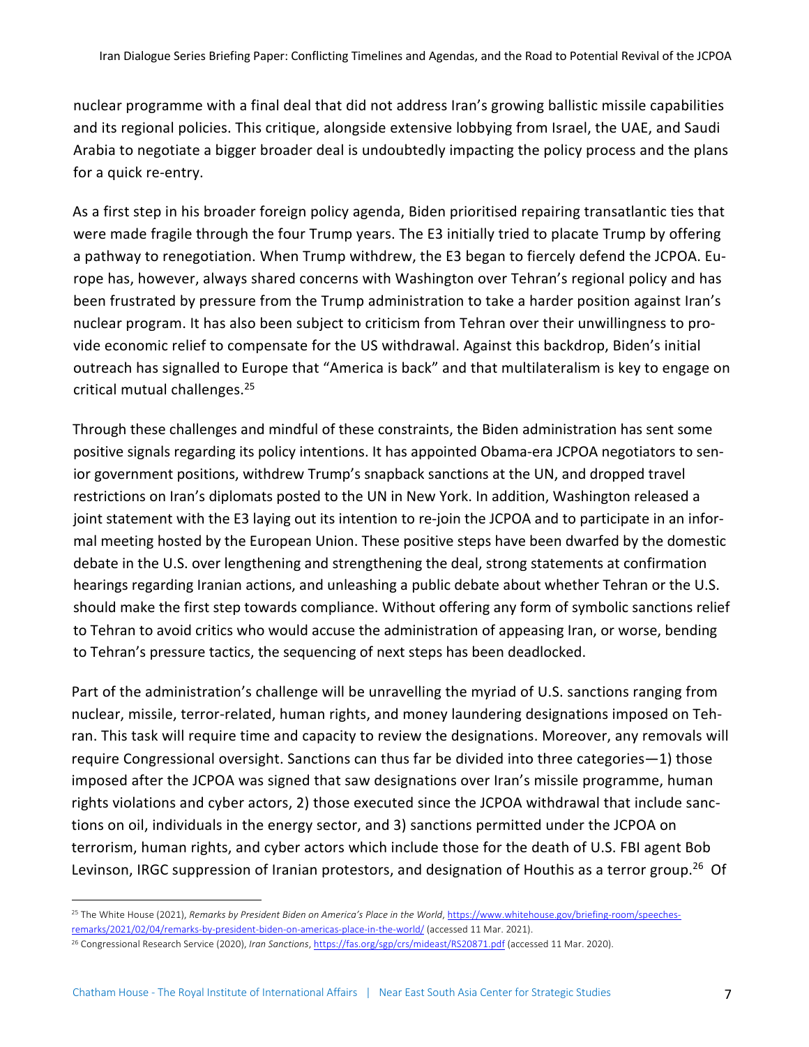nuclear programme with a final deal that did not address Iran's growing ballistic missile capabilities and its regional policies. This critique, alongside extensive lobbying from Israel, the UAE, and Saudi Arabia to negotiate a bigger broader deal is undoubtedly impacting the policy process and the plans for a quick re-entry.

As a first step in his broader foreign policy agenda, Biden prioritised repairing transatlantic ties that were made fragile through the four Trump years. The E3 initially tried to placate Trump by offering a pathway to renegotiation. When Trump withdrew, the E3 began to fiercely defend the JCPOA. Europe has, however, always shared concerns with Washington over Tehran's regional policy and has been frustrated by pressure from the Trump administration to take a harder position against Iran's nuclear program. It has also been subject to criticism from Tehran over their unwillingness to provide economic relief to compensate for the US withdrawal. Against this backdrop, Biden's initial outreach has signalled to Europe that "America is back" and that multilateralism is key to engage on critical mutual challenges.[25]

Through these challenges and mindful of these constraints, the Biden administration has sent some positive signals regarding its policy intentions. It has appointed Obama-era JCPOA negotiators to senior government positions, withdrew Trump's snapback sanctions at the UN, and dropped travel restrictions on Iran's diplomats posted to the UN in New York. In addition, Washington released a joint statement with the E3 laying out its intention to re-join the JCPOA and to participate in an informal meeting hosted by the European Union. These positive steps have been dwarfed by the domestic debate in the U.S. over lengthening and strengthening the deal, strong statements at confirmation hearings regarding Iranian actions, and unleashing a public debate about whether Tehran or the U.S. should make the first step towards compliance. Without offering any form of symbolic sanctions relief to Tehran to avoid critics who would accuse the administration of appeasing Iran, or worse, bending to Tehran's pressure tactics, the sequencing of next steps has been deadlocked.

Part of the administration's challenge will be unravelling the myriad of U.S. sanctions ranging from nuclear, missile, terror-related, human rights, and money laundering designations imposed on Tehran. This task will require time and capacity to review the designations. Moreover, any removals will require Congressional oversight. Sanctions can thus far be divided into three categories—1) those imposed after the JCPOA was signed that saw designations over Iran's missile programme, human rights violations and cyber actors, 2) those executed since the JCPOA withdrawal that include sanctions on oil, individuals in the energy sector, and 3) sanctions permitted under the JCPOA on terrorism, human rights, and cyber actors which include those for the death of U.S. FBI agent Bob Levinson, IRGC suppression of Iranian protestors, and designation of Houthis as a terror group.[26] Of

---

[25] The White House (2021), *Remarks by President Biden on America's Place in the World*, https://www.whitehouse.gov/briefing-room/speeches-remarks/2021/02/04/remarks-by-president-biden-on-americas-place-in-the-world/ (accessed 11 Mar. 2021).

[26] Congressional Research Service (2020), *Iran Sanctions*, https://fas.org/sgp/crs/mideast/RS20871.pdf (accessed 11 Mar. 2020).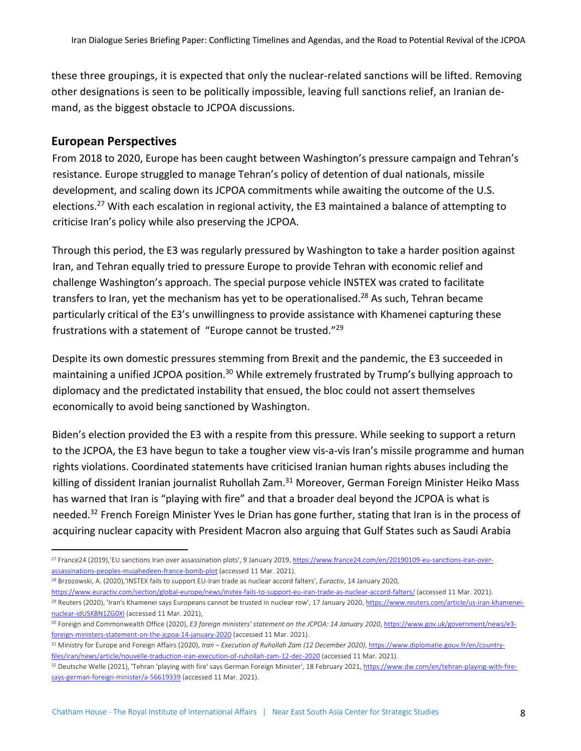these three groupings, it is expected that only the nuclear-related sanctions will be lifted. Removing other designations is seen to be politically impossible, leaving full sanctions relief, an Iranian demand, as the biggest obstacle to JCPOA discussions.

## European Perspectives

From 2018 to 2020, Europe has been caught between Washington's pressure campaign and Tehran's resistance. Europe struggled to manage Tehran's policy of detention of dual nationals, missile development, and scaling down its JCPOA commitments while awaiting the outcome of the U.S. elections.[27] With each escalation in regional activity, the E3 maintained a balance of attempting to criticise Iran's policy while also preserving the JCPOA.

Through this period, the E3 was regularly pressured by Washington to take a harder position against Iran, and Tehran equally tried to pressure Europe to provide Tehran with economic relief and challenge Washington's approach. The special purpose vehicle INSTEX was crated to facilitate transfers to Iran, yet the mechanism has yet to be operationalised.[28] As such, Tehran became particularly critical of the E3's unwillingness to provide assistance with Khamenei capturing these frustrations with a statement of "Europe cannot be trusted."[29]

Despite its own domestic pressures stemming from Brexit and the pandemic, the E3 succeeded in maintaining a unified JCPOA position.[30] While extremely frustrated by Trump's bullying approach to diplomacy and the predictated instability that ensued, the bloc could not assert themselves economically to avoid being sanctioned by Washington.

Biden's election provided the E3 with a respite from this pressure. While seeking to support a return to the JCPOA, the E3 have begun to take a tougher view vis-a-vis Iran's missile programme and human rights violations. Coordinated statements have criticised Iranian human rights abuses including the killing of dissident Iranian journalist Ruhollah Zam.[31] Moreover, German Foreign Minister Heiko Mass has warned that Iran is "playing with fire" and that a broader deal beyond the JCPOA is what is needed.[32] French Foreign Minister Yves le Drian has gone further, stating that Iran is in the process of acquiring nuclear capacity with President Macron also arguing that Gulf States such as Saudi Arabia

---

[27] France24 (2019),'EU sanctions Iran over assassination plots', 9 January 2019, https://www.france24.com/en/20190109-eu-sanctions-iran-over-assassinations-peoples-mujahedeen-france-bomb-plot (accessed 11 Mar. 2021).

[28] Brzozowski, A. (2020),'INSTEX fails to support EU-Iran trade as nuclear accord falters', *Euractiv*, 14 January 2020, https://www.euractiv.com/section/global-europe/news/instex-fails-to-support-eu-iran-trade-as-nuclear-accord-falters/ (accessed 11 Mar. 2021).

[29] Reuters (2020), 'Iran's Khamenei says Europeans cannot be trusted in nuclear row', 17 January 2020, https://www.reuters.com/article/us-iran-khamenei-nuclear-idUSKBN1ZG0XI (accessed 11 Mar. 2021),

[30] Foreign and Commonwealth Office (2020), *E3 foreign ministers' statement on the JCPOA: 14 January 2020*, https://www.gov.uk/government/news/e3-foreign-ministers-statement-on-the-jcpoa-14-january-2020 (accessed 11 Mar. 2021).

[31] Ministry for Europe and Foreign Affairs (2020), *Iran – Execution of Ruhollah Zam (12 December 2020)*, https://www.diplomatie.gouv.fr/en/country-files/iran/news/article/nouvelle-traduction-iran-execution-of-ruhollah-zam-12-dec-2020 (accessed 11 Mar. 2021).

[32] Deutsche Welle (2021), 'Tehran 'playing with fire' says German Foreign Minister', 18 February 2021, https://www.dw.com/en/tehran-playing-with-fire-says-german-foreign-minister/a-56619339 (accessed 11 Mar. 2021).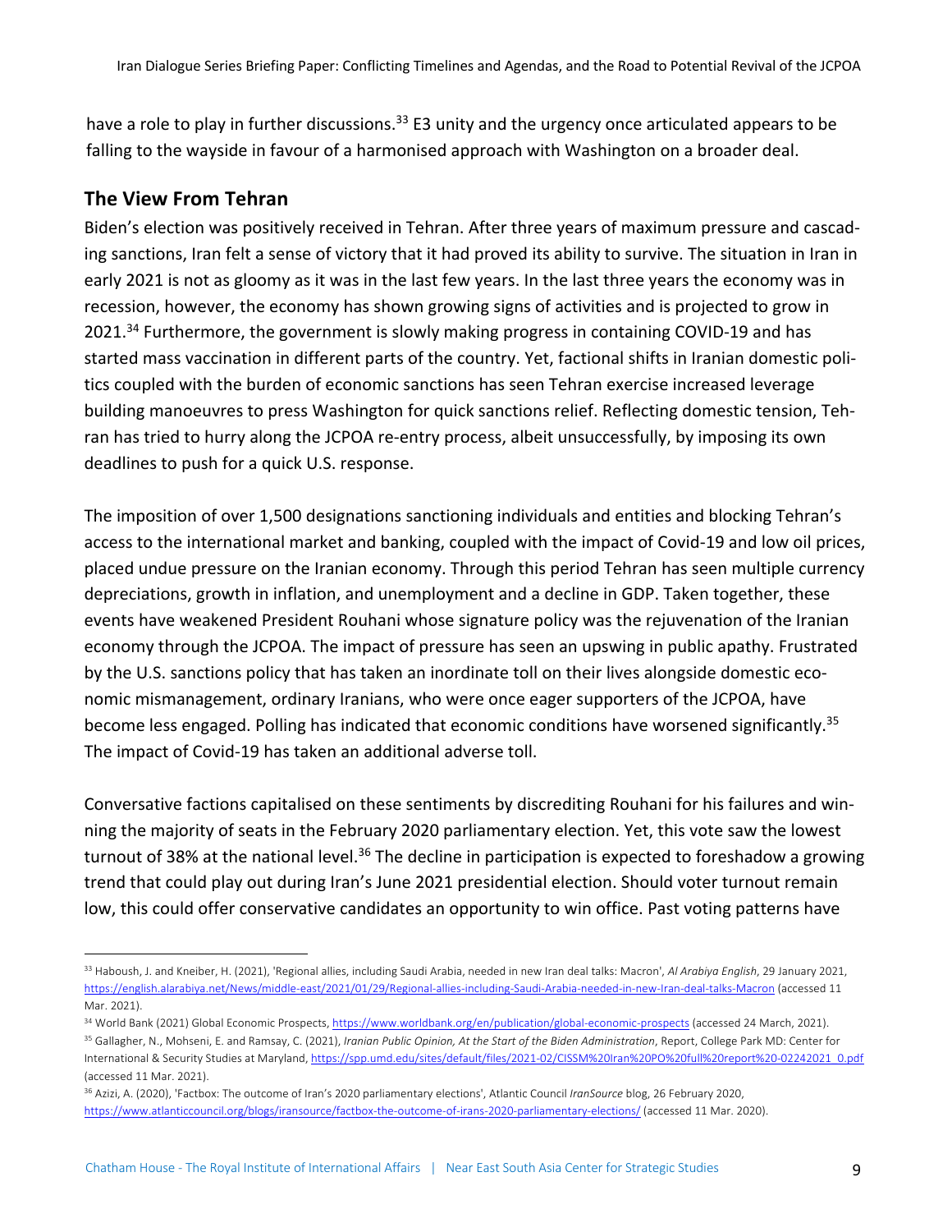have a role to play in further discussions.[33] E3 unity and the urgency once articulated appears to be falling to the wayside in favour of a harmonised approach with Washington on a broader deal.

## The View From Tehran

Biden's election was positively received in Tehran. After three years of maximum pressure and cascading sanctions, Iran felt a sense of victory that it had proved its ability to survive. The situation in Iran in early 2021 is not as gloomy as it was in the last few years. In the last three years the economy was in recession, however, the economy has shown growing signs of activities and is projected to grow in 2021.[34] Furthermore, the government is slowly making progress in containing COVID-19 and has started mass vaccination in different parts of the country. Yet, factional shifts in Iranian domestic politics coupled with the burden of economic sanctions has seen Tehran exercise increased leverage building manoeuvres to press Washington for quick sanctions relief. Reflecting domestic tension, Tehran has tried to hurry along the JCPOA re-entry process, albeit unsuccessfully, by imposing its own deadlines to push for a quick U.S. response.

The imposition of over 1,500 designations sanctioning individuals and entities and blocking Tehran's access to the international market and banking, coupled with the impact of Covid-19 and low oil prices, placed undue pressure on the Iranian economy. Through this period Tehran has seen multiple currency depreciations, growth in inflation, and unemployment and a decline in GDP. Taken together, these events have weakened President Rouhani whose signature policy was the rejuvenation of the Iranian economy through the JCPOA. The impact of pressure has seen an upswing in public apathy. Frustrated by the U.S. sanctions policy that has taken an inordinate toll on their lives alongside domestic economic mismanagement, ordinary Iranians, who were once eager supporters of the JCPOA, have become less engaged. Polling has indicated that economic conditions have worsened significantly.[35] The impact of Covid-19 has taken an additional adverse toll.

Conversative factions capitalised on these sentiments by discrediting Rouhani for his failures and winning the majority of seats in the February 2020 parliamentary election. Yet, this vote saw the lowest turnout of 38% at the national level.[36] The decline in participation is expected to foreshadow a growing trend that could play out during Iran's June 2021 presidential election. Should voter turnout remain low, this could offer conservative candidates an opportunity to win office. Past voting patterns have

---

[33] Haboush, J. and Kneiber, H. (2021), 'Regional allies, including Saudi Arabia, needed in new Iran deal talks: Macron', *Al Arabiya English*, 29 January 2021, https://english.alarabiya.net/News/middle-east/2021/01/29/Regional-allies-including-Saudi-Arabia-needed-in-new-Iran-deal-talks-Macron (accessed 11 Mar. 2021).

[34] World Bank (2021) Global Economic Prospects, https://www.worldbank.org/en/publication/global-economic-prospects (accessed 24 March, 2021).

[35] Gallagher, N., Mohseni, E. and Ramsay, C. (2021), *Iranian Public Opinion, At the Start of the Biden Administration*, Report, College Park MD: Center for International & Security Studies at Maryland, https://spp.umd.edu/sites/default/files/2021-02/CISSM%20Iran%20PO%20full%20report%20-02242021_0.pdf (accessed 11 Mar. 2021).

[36] Azizi, A. (2020), 'Factbox: The outcome of Iran's 2020 parliamentary elections', Atlantic Council *IranSource* blog, 26 February 2020, https://www.atlanticcouncil.org/blogs/iransource/factbox-the-outcome-of-irans-2020-parliamentary-elections/ (accessed 11 Mar. 2020).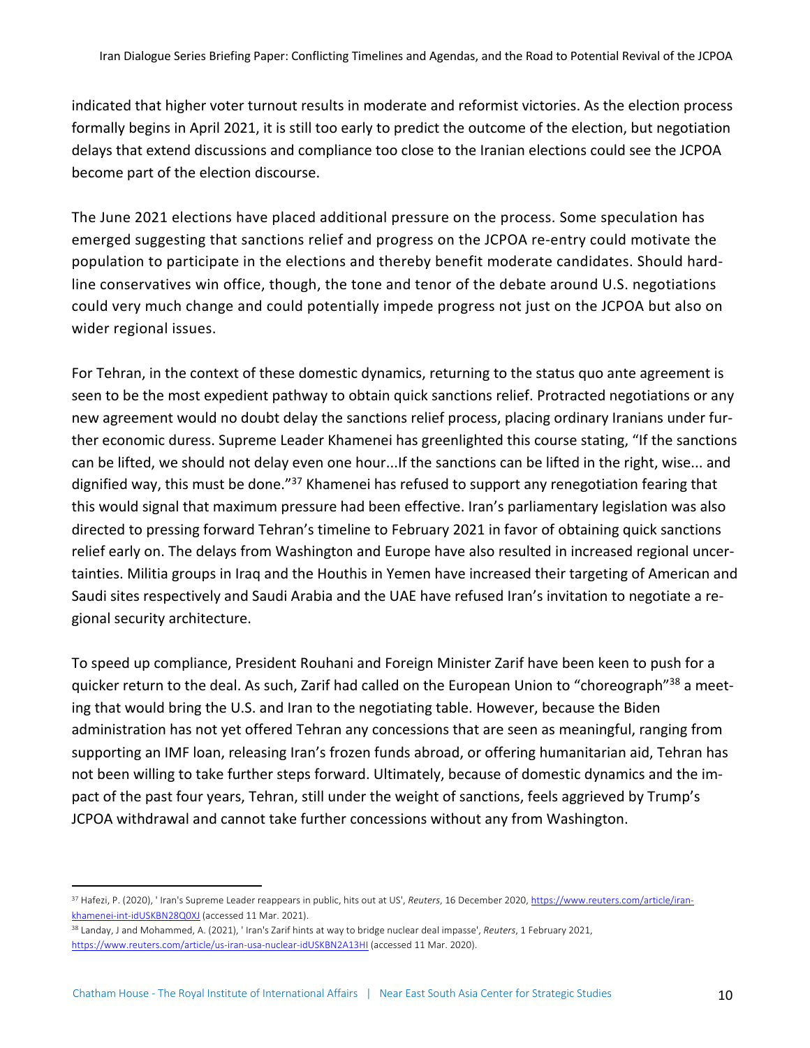indicated that higher voter turnout results in moderate and reformist victories. As the election process formally begins in April 2021, it is still too early to predict the outcome of the election, but negotiation delays that extend discussions and compliance too close to the Iranian elections could see the JCPOA become part of the election discourse.

The June 2021 elections have placed additional pressure on the process. Some speculation has emerged suggesting that sanctions relief and progress on the JCPOA re-entry could motivate the population to participate in the elections and thereby benefit moderate candidates. Should hard-line conservatives win office, though, the tone and tenor of the debate around U.S. negotiations could very much change and could potentially impede progress not just on the JCPOA but also on wider regional issues.

For Tehran, in the context of these domestic dynamics, returning to the status quo ante agreement is seen to be the most expedient pathway to obtain quick sanctions relief. Protracted negotiations or any new agreement would no doubt delay the sanctions relief process, placing ordinary Iranians under further economic duress. Supreme Leader Khamenei has greenlighted this course stating, "If the sanctions can be lifted, we should not delay even one hour...If the sanctions can be lifted in the right, wise... and dignified way, this must be done."[37] Khamenei has refused to support any renegotiation fearing that this would signal that maximum pressure had been effective. Iran's parliamentary legislation was also directed to pressing forward Tehran's timeline to February 2021 in favor of obtaining quick sanctions relief early on. The delays from Washington and Europe have also resulted in increased regional uncertainties. Militia groups in Iraq and the Houthis in Yemen have increased their targeting of American and Saudi sites respectively and Saudi Arabia and the UAE have refused Iran's invitation to negotiate a regional security architecture.

To speed up compliance, President Rouhani and Foreign Minister Zarif have been keen to push for a quicker return to the deal. As such, Zarif had called on the European Union to "choreograph"[38] a meeting that would bring the U.S. and Iran to the negotiating table. However, because the Biden administration has not yet offered Tehran any concessions that are seen as meaningful, ranging from supporting an IMF loan, releasing Iran's frozen funds abroad, or offering humanitarian aid, Tehran has not been willing to take further steps forward. Ultimately, because of domestic dynamics and the impact of the past four years, Tehran, still under the weight of sanctions, feels aggrieved by Trump's JCPOA withdrawal and cannot take further concessions without any from Washington.

---

[37] Hafezi, P. (2020), ' Iran's Supreme Leader reappears in public, hits out at US', *Reuters*, 16 December 2020, https://www.reuters.com/article/iran-khamenei-int-idUSKBN28Q0XJ (accessed 11 Mar. 2021).

[38] Landay, J and Mohammed, A. (2021), ' Iran's Zarif hints at way to bridge nuclear deal impasse', *Reuters*, 1 February 2021, https://www.reuters.com/article/us-iran-usa-nuclear-idUSKBN2A13HI (accessed 11 Mar. 2020).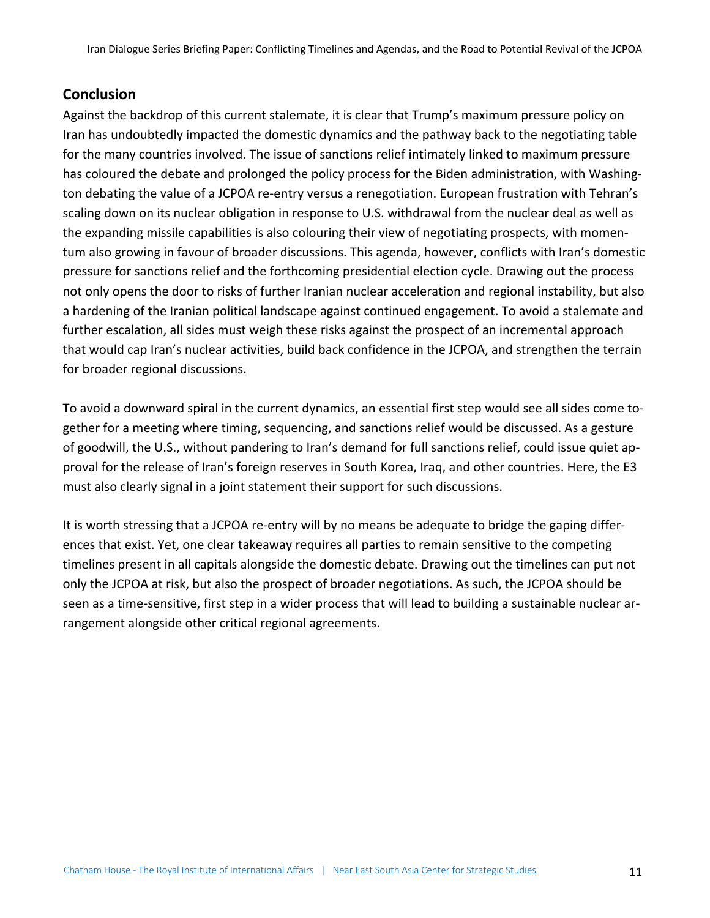## Conclusion

Against the backdrop of this current stalemate, it is clear that Trump's maximum pressure policy on Iran has undoubtedly impacted the domestic dynamics and the pathway back to the negotiating table for the many countries involved. The issue of sanctions relief intimately linked to maximum pressure has coloured the debate and prolonged the policy process for the Biden administration, with Washington debating the value of a JCPOA re-entry versus a renegotiation. European frustration with Tehran's scaling down on its nuclear obligation in response to U.S. withdrawal from the nuclear deal as well as the expanding missile capabilities is also colouring their view of negotiating prospects, with momentum also growing in favour of broader discussions. This agenda, however, conflicts with Iran's domestic pressure for sanctions relief and the forthcoming presidential election cycle. Drawing out the process not only opens the door to risks of further Iranian nuclear acceleration and regional instability, but also a hardening of the Iranian political landscape against continued engagement. To avoid a stalemate and further escalation, all sides must weigh these risks against the prospect of an incremental approach that would cap Iran's nuclear activities, build back confidence in the JCPOA, and strengthen the terrain for broader regional discussions.

To avoid a downward spiral in the current dynamics, an essential first step would see all sides come together for a meeting where timing, sequencing, and sanctions relief would be discussed. As a gesture of goodwill, the U.S., without pandering to Iran's demand for full sanctions relief, could issue quiet approval for the release of Iran's foreign reserves in South Korea, Iraq, and other countries. Here, the E3 must also clearly signal in a joint statement their support for such discussions.

It is worth stressing that a JCPOA re-entry will by no means be adequate to bridge the gaping differences that exist. Yet, one clear takeaway requires all parties to remain sensitive to the competing timelines present in all capitals alongside the domestic debate. Drawing out the timelines can put not only the JCPOA at risk, but also the prospect of broader negotiations. As such, the JCPOA should be seen as a time-sensitive, first step in a wider process that will lead to building a sustainable nuclear arrangement alongside other critical regional agreements.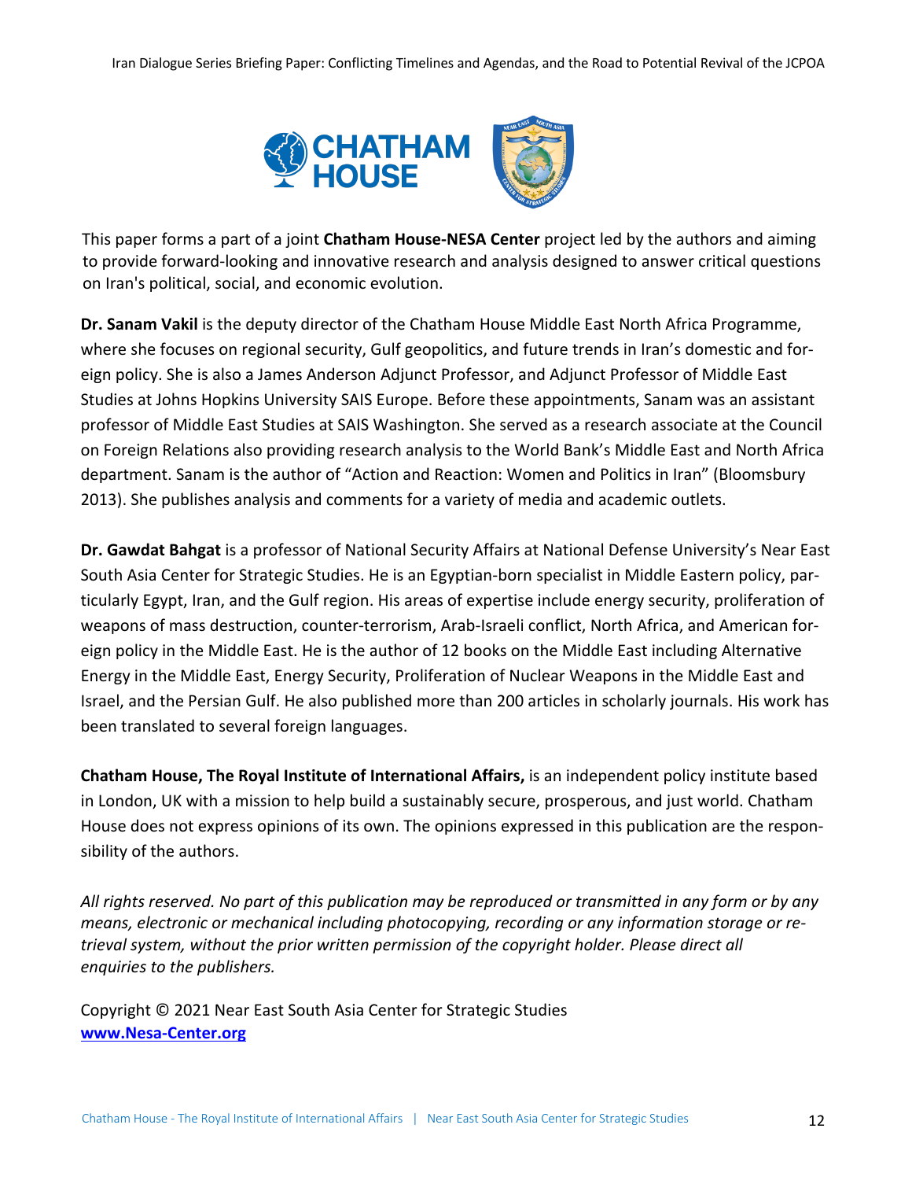This paper forms a part of a joint **Chatham House-NESA Center** project led by the authors and aiming to provide forward-looking and innovative research and analysis designed to answer critical questions on Iran's political, social, and economic evolution.

**Dr. Sanam Vakil** is the deputy director of the Chatham House Middle East North Africa Programme, where she focuses on regional security, Gulf geopolitics, and future trends in Iran's domestic and foreign policy. She is also a James Anderson Adjunct Professor, and Adjunct Professor of Middle East Studies at Johns Hopkins University SAIS Europe. Before these appointments, Sanam was an assistant professor of Middle East Studies at SAIS Washington. She served as a research associate at the Council on Foreign Relations also providing research analysis to the World Bank's Middle East and North Africa department. Sanam is the author of "Action and Reaction: Women and Politics in Iran" (Bloomsbury 2013). She publishes analysis and comments for a variety of media and academic outlets.

**Dr. Gawdat Bahgat** is a professor of National Security Affairs at National Defense University's Near East South Asia Center for Strategic Studies. He is an Egyptian-born specialist in Middle Eastern policy, particularly Egypt, Iran, and the Gulf region. His areas of expertise include energy security, proliferation of weapons of mass destruction, counter-terrorism, Arab-Israeli conflict, North Africa, and American foreign policy in the Middle East. He is the author of 12 books on the Middle East including Alternative Energy in the Middle East, Energy Security, Proliferation of Nuclear Weapons in the Middle East and Israel, and the Persian Gulf. He also published more than 200 articles in scholarly journals. His work has been translated to several foreign languages.

**Chatham House, The Royal Institute of International Affairs,** is an independent policy institute based in London, UK with a mission to help build a sustainably secure, prosperous, and just world. Chatham House does not express opinions of its own. The opinions expressed in this publication are the responsibility of the authors.

*All rights reserved. No part of this publication may be reproduced or transmitted in any form or by any means, electronic or mechanical including photocopying, recording or any information storage or retrieval system, without the prior written permission of the copyright holder. Please direct all enquiries to the publishers.*

Copyright © 2021 Near East South Asia Center for Strategic Studies
**www.Nesa-Center.org**